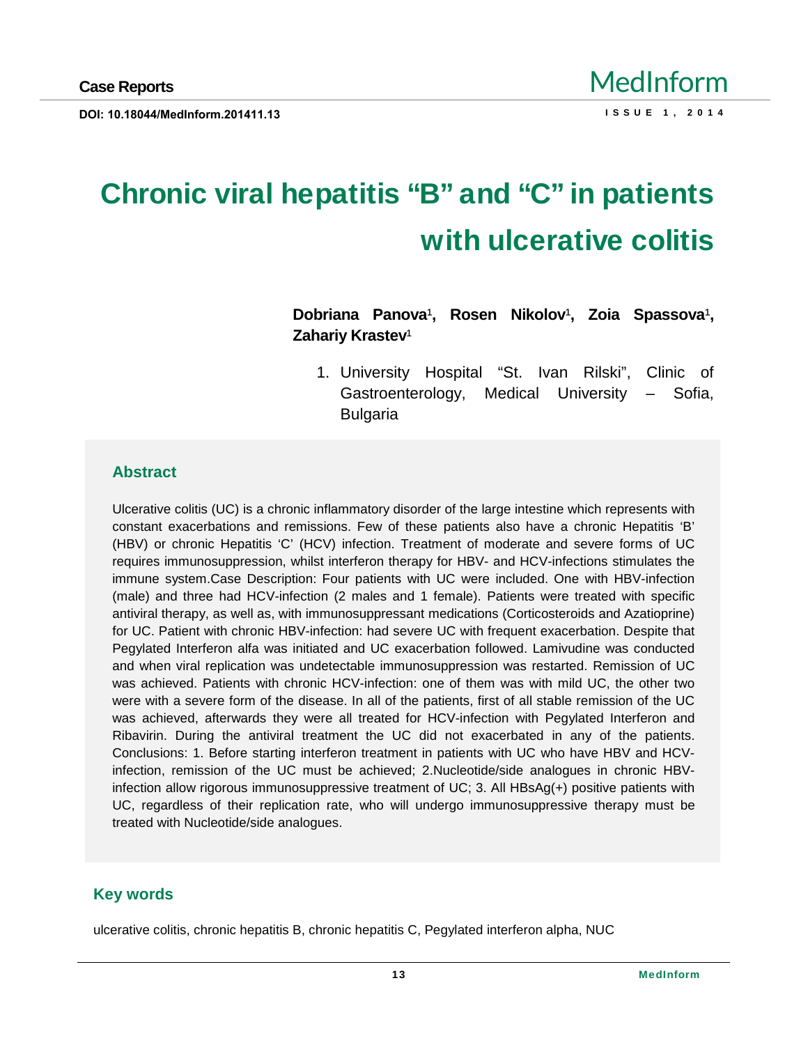Case Reports

DOI: 10.18044/MedInform.201411.13

# Chronic viral hepatitis “B” and “C” in patients with ulcerative colitis

**Dobriana Panova**[1]**, Rosen Nikolov**[1]**, Zoia Spassova**[1]**, Zahariy Krastev**[1]

1. University Hospital “St. Ivan Rilski”, Clinic of Gastroenterology, Medical University – Sofia, Bulgaria

## Abstract

Ulcerative colitis (UC) is a chronic inflammatory disorder of the large intestine which represents with constant exacerbations and remissions. Few of these patients also have a chronic Hepatitis ‘B’ (HBV) or chronic Hepatitis ‘C’ (HCV) infection. Treatment of moderate and severe forms of UC requires immunosuppression, whilst interferon therapy for HBV- and HCV-infections stimulates the immune system.Case Description: Four patients with UC were included. One with HBV-infection (male) and three had HCV-infection (2 males and 1 female). Patients were treated with specific antiviral therapy, as well as, with immunosuppressant medications (Corticosteroids and Azatioprine) for UC. Patient with chronic HBV-infection: had severe UC with frequent exacerbation. Despite that Pegylated Interferon alfa was initiated and UC exacerbation followed. Lamivudine was conducted and when viral replication was undetectable immunosuppression was restarted. Remission of UC was achieved. Patients with chronic HCV-infection: one of them was with mild UC, the other two were with a severe form of the disease. In all of the patients, first of all stable remission of the UC was achieved, afterwards they were all treated for HCV-infection with Pegylated Interferon and Ribavirin. During the antiviral treatment the UC did not exacerbated in any of the patients. Conclusions: 1. Before starting interferon treatment in patients with UC who have HBV and HCV-infection, remission of the UC must be achieved; 2.Nucleotide/side analogues in chronic HBV-infection allow rigorous immunosuppressive treatment of UC; 3. All HBsAg(+) positive patients with UC, regardless of their replication rate, who will undergo immunosuppressive therapy must be treated with Nucleotide/side analogues.

## Key words

ulcerative colitis, chronic hepatitis B, chronic hepatitis C, Pegylated interferon alpha, NUC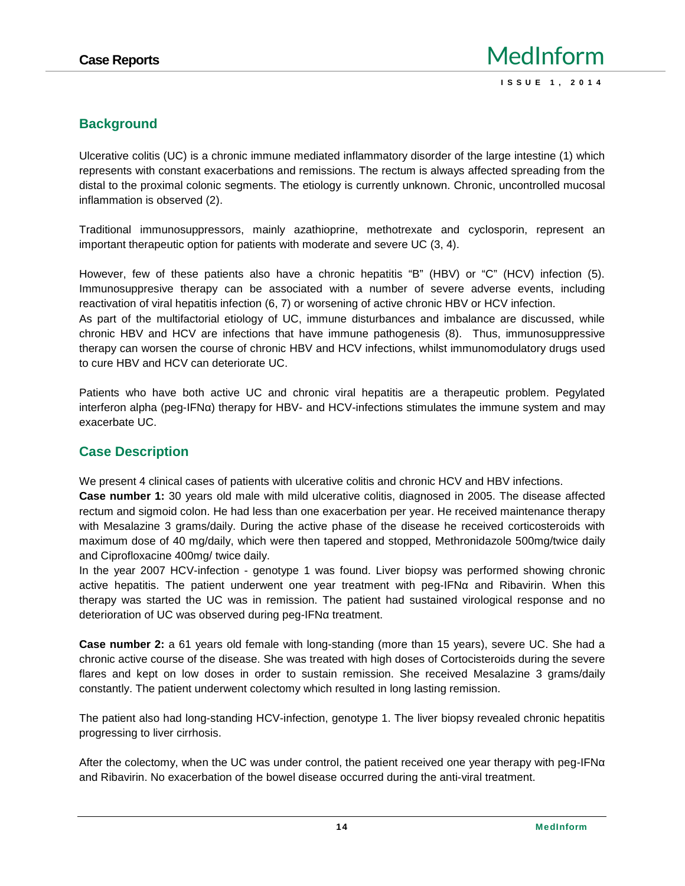## Background

Ulcerative colitis (UC) is a chronic immune mediated inflammatory disorder of the large intestine (1) which represents with constant exacerbations and remissions. The rectum is always affected spreading from the distal to the proximal colonic segments. The etiology is currently unknown. Chronic, uncontrolled mucosal inflammation is observed (2).

Traditional immunosuppressors, mainly azathioprine, methotrexate and cyclosporin, represent an important therapeutic option for patients with moderate and severe UC (3, 4).

However, few of these patients also have a chronic hepatitis "B" (HBV) or "C" (HCV) infection (5). Immunosuppresive therapy can be associated with a number of severe adverse events, including reactivation of viral hepatitis infection (6, 7) or worsening of active chronic HBV or HCV infection.

As part of the multifactorial etiology of UC, immune disturbances and imbalance are discussed, while chronic HBV and HCV are infections that have immune pathogenesis (8). Thus, immunosuppressive therapy can worsen the course of chronic HBV and HCV infections, whilst immunomodulatory drugs used to cure HBV and HCV can deteriorate UC.

Patients who have both active UC and chronic viral hepatitis are a therapeutic problem. Pegylated interferon alpha (peg-IFNα) therapy for HBV- and HCV-infections stimulates the immune system and may exacerbate UC.

## Case Description

We present 4 clinical cases of patients with ulcerative colitis and chronic HCV and HBV infections.

**Case number 1:** 30 years old male with mild ulcerative colitis, diagnosed in 2005. The disease affected rectum and sigmoid colon. He had less than one exacerbation per year. He received maintenance therapy with Mesalazine 3 grams/daily. During the active phase of the disease he received corticosteroids with maximum dose of 40 mg/daily, which were then tapered and stopped, Methronidazole 500mg/twice daily and Ciprofloxacine 400mg/ twice daily.

In the year 2007 HCV-infection - genotype 1 was found. Liver biopsy was performed showing chronic active hepatitis. The patient underwent one year treatment with peg-IFNα and Ribavirin. When this therapy was started the UC was in remission. The patient had sustained virological response and no deterioration of UC was observed during peg-IFNα treatment.

**Case number 2:** a 61 years old female with long-standing (more than 15 years), severe UC. She had a chronic active course of the disease. She was treated with high doses of Cortocisteroids during the severe flares and kept on low doses in order to sustain remission. She received Mesalazine 3 grams/daily constantly. The patient underwent colectomy which resulted in long lasting remission.

The patient also had long-standing HCV-infection, genotype 1. The liver biopsy revealed chronic hepatitis progressing to liver cirrhosis.

After the colectomy, when the UC was under control, the patient received one year therapy with peg-IFNα and Ribavirin. No exacerbation of the bowel disease occurred during the anti-viral treatment.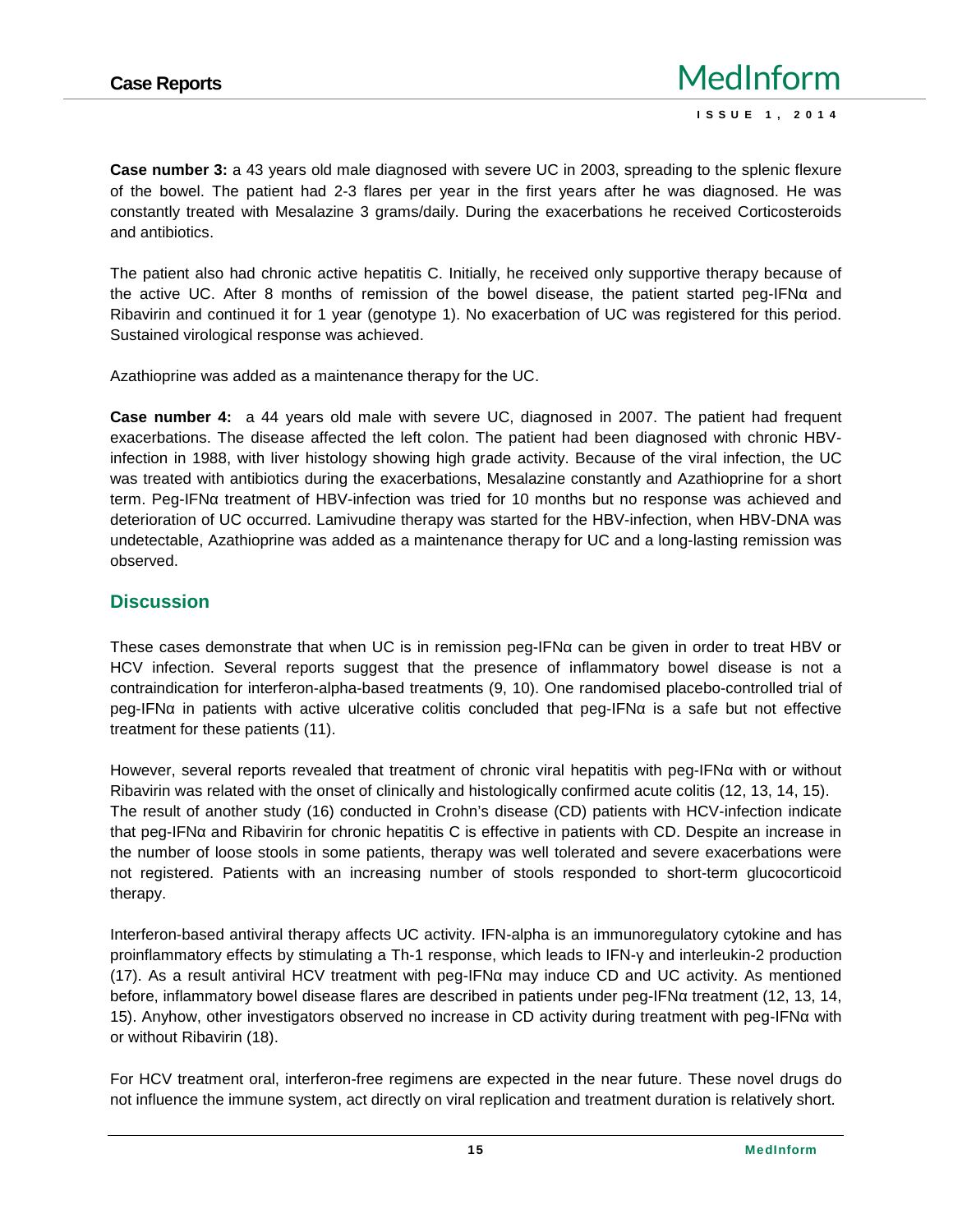**Case number 3:** a 43 years old male diagnosed with severe UC in 2003, spreading to the splenic flexure of the bowel. The patient had 2-3 flares per year in the first years after he was diagnosed. He was constantly treated with Mesalazine 3 grams/daily. During the exacerbations he received Corticosteroids and antibiotics.

The patient also had chronic active hepatitis C. Initially, he received only supportive therapy because of the active UC. After 8 months of remission of the bowel disease, the patient started peg-IFNα and Ribavirin and continued it for 1 year (genotype 1). No exacerbation of UC was registered for this period. Sustained virological response was achieved.

Azathioprine was added as a maintenance therapy for the UC.

**Case number 4:** a 44 years old male with severe UC, diagnosed in 2007. The patient had frequent exacerbations. The disease affected the left colon. The patient had been diagnosed with chronic HBV-infection in 1988, with liver histology showing high grade activity. Because of the viral infection, the UC was treated with antibiotics during the exacerbations, Mesalazine constantly and Azathioprine for a short term. Peg-IFNα treatment of HBV-infection was tried for 10 months but no response was achieved and deterioration of UC occurred. Lamivudine therapy was started for the HBV-infection, when HBV-DNA was undetectable, Azathioprine was added as a maintenance therapy for UC and a long-lasting remission was observed.

## Discussion

These cases demonstrate that when UC is in remission peg-IFNα can be given in order to treat HBV or HCV infection. Several reports suggest that the presence of inflammatory bowel disease is not a contraindication for interferon-alpha-based treatments (9, 10). One randomised placebo-controlled trial of peg-IFNα in patients with active ulcerative colitis concluded that peg-IFNα is a safe but not effective treatment for these patients (11).

However, several reports revealed that treatment of chronic viral hepatitis with peg-IFNα with or without Ribavirin was related with the onset of clinically and histologically confirmed acute colitis (12, 13, 14, 15). The result of another study (16) conducted in Crohn's disease (CD) patients with HCV-infection indicate that peg-IFNα and Ribavirin for chronic hepatitis C is effective in patients with CD. Despite an increase in the number of loose stools in some patients, therapy was well tolerated and severe exacerbations were not registered. Patients with an increasing number of stools responded to short-term glucocorticoid therapy.

Interferon-based antiviral therapy affects UC activity. IFN-alpha is an immunoregulatory cytokine and has proinflammatory effects by stimulating a Th-1 response, which leads to IFN-γ and interleukin-2 production (17). As a result antiviral HCV treatment with peg-IFNα may induce CD and UC activity. As mentioned before, inflammatory bowel disease flares are described in patients under peg-IFNα treatment (12, 13, 14, 15). Anyhow, other investigators observed no increase in CD activity during treatment with peg-IFNα with or without Ribavirin (18).

For HCV treatment oral, interferon-free regimens are expected in the near future. These novel drugs do not influence the immune system, act directly on viral replication and treatment duration is relatively short.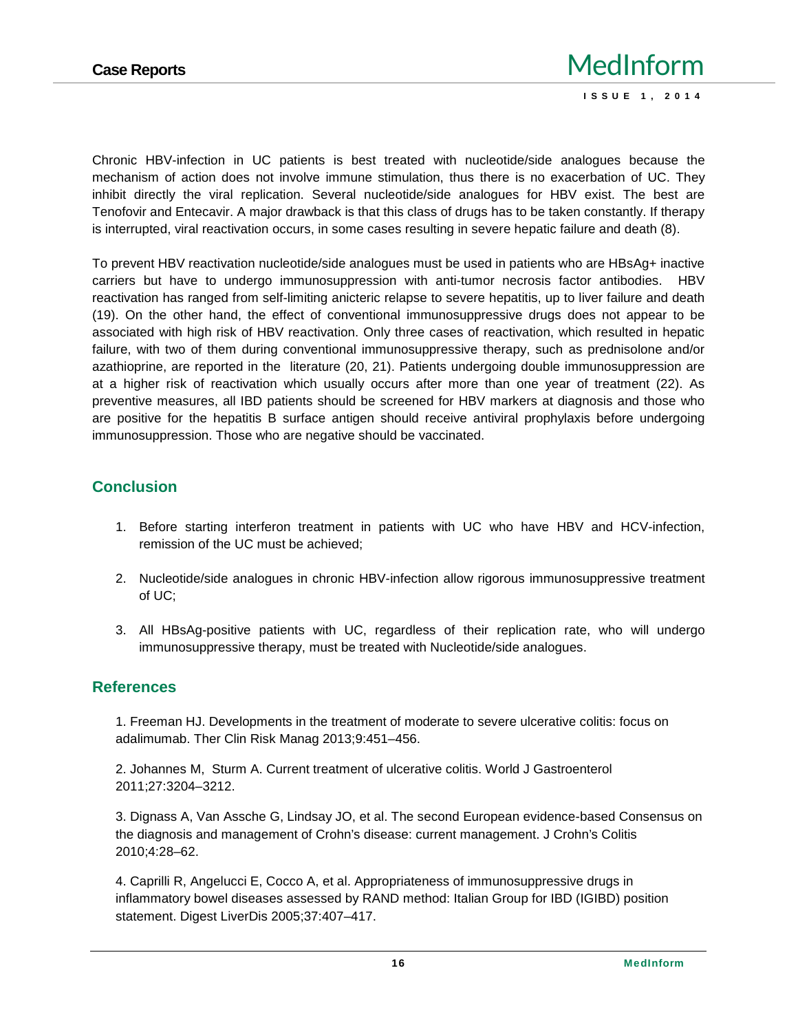Chronic HBV-infection in UC patients is best treated with nucleotide/side analogues because the mechanism of action does not involve immune stimulation, thus there is no exacerbation of UC. They inhibit directly the viral replication. Several nucleotide/side analogues for HBV exist. The best are Tenofovir and Entecavir. A major drawback is that this class of drugs has to be taken constantly. If therapy is interrupted, viral reactivation occurs, in some cases resulting in severe hepatic failure and death (8).

To prevent HBV reactivation nucleotide/side analogues must be used in patients who are HBsAg+ inactive carriers but have to undergo immunosuppression with anti-tumor necrosis factor antibodies. HBV reactivation has ranged from self-limiting anicteric relapse to severe hepatitis, up to liver failure and death (19). On the other hand, the effect of conventional immunosuppressive drugs does not appear to be associated with high risk of HBV reactivation. Only three cases of reactivation, which resulted in hepatic failure, with two of them during conventional immunosuppressive therapy, such as prednisolone and/or azathioprine, are reported in the literature (20, 21). Patients undergoing double immunosuppression are at a higher risk of reactivation which usually occurs after more than one year of treatment (22). As preventive measures, all IBD patients should be screened for HBV markers at diagnosis and those who are positive for the hepatitis B surface antigen should receive antiviral prophylaxis before undergoing immunosuppression. Those who are negative should be vaccinated.

## Conclusion

1. Before starting interferon treatment in patients with UC who have HBV and HCV-infection, remission of the UC must be achieved;
2. Nucleotide/side analogues in chronic HBV-infection allow rigorous immunosuppressive treatment of UC;
3. All HBsAg-positive patients with UC, regardless of their replication rate, who will undergo immunosuppressive therapy, must be treated with Nucleotide/side analogues.

## References

1. Freeman HJ. Developments in the treatment of moderate to severe ulcerative colitis: focus on adalimumab. Ther Clin Risk Manag 2013;9:451–456.

2. Johannes M, Sturm A. Current treatment of ulcerative colitis. World J Gastroenterol 2011;27:3204–3212.

3. Dignass A, Van Assche G, Lindsay JO, et al. The second European evidence-based Consensus on the diagnosis and management of Crohn's disease: current management. J Crohn's Colitis 2010;4:28–62.

4. Caprilli R, Angelucci E, Cocco A, et al. Appropriateness of immunosuppressive drugs in inflammatory bowel diseases assessed by RAND method: Italian Group for IBD (IGIBD) position statement. Digest LiverDis 2005;37:407–417.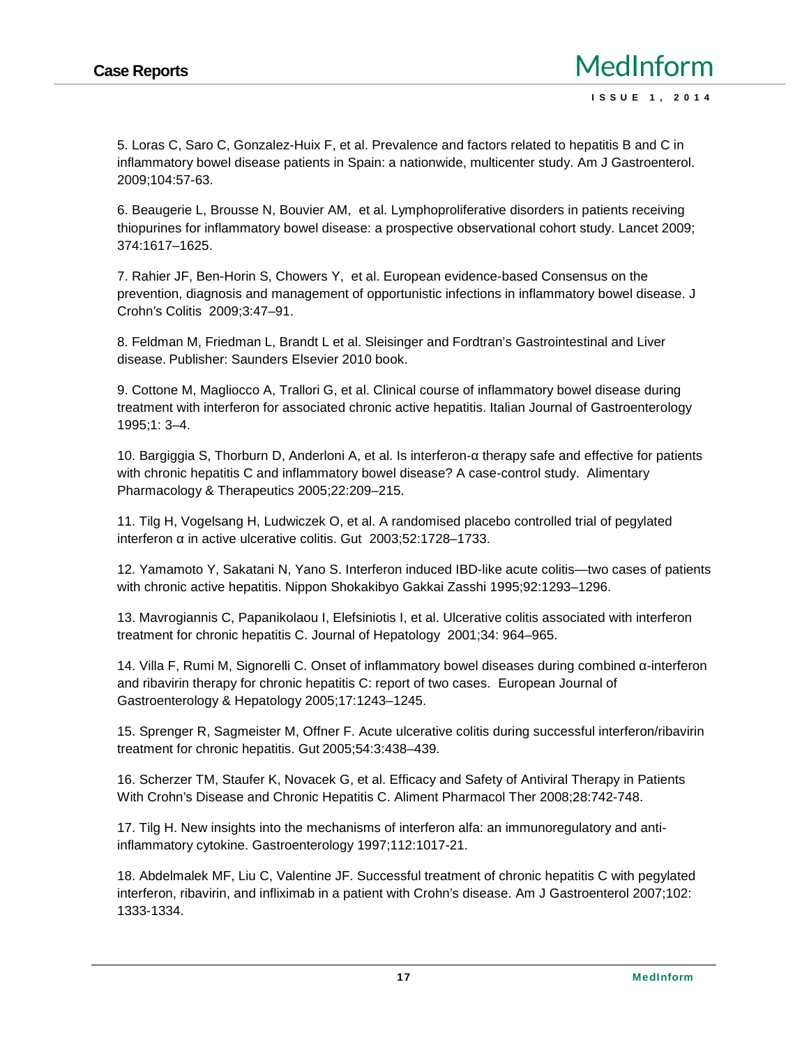5. Loras C, Saro C, Gonzalez-Huix F, et al. Prevalence and factors related to hepatitis B and C in inflammatory bowel disease patients in Spain: a nationwide, multicenter study. Am J Gastroenterol. 2009;104:57-63.

6. Beaugerie L, Brousse N, Bouvier AM, et al. Lymphoproliferative disorders in patients receiving thiopurines for inflammatory bowel disease: a prospective observational cohort study. Lancet 2009; 374:1617–1625.

7. Rahier JF, Ben-Horin S, Chowers Y, et al. European evidence-based Consensus on the prevention, diagnosis and management of opportunistic infections in inflammatory bowel disease. J Crohn's Colitis 2009;3:47–91.

8. Feldman M, Friedman L, Brandt L et al. Sleisinger and Fordtran's Gastrointestinal and Liver disease. Publisher: Saunders Elsevier 2010 book.

9. Cottone M, Magliocco A, Trallori G, et al. Clinical course of inflammatory bowel disease during treatment with interferon for associated chronic active hepatitis. Italian Journal of Gastroenterology 1995;1: 3–4.

10. Bargiggia S, Thorburn D, Anderloni A, et al. Is interferon-α therapy safe and effective for patients with chronic hepatitis C and inflammatory bowel disease? A case-control study. Alimentary Pharmacology & Therapeutics 2005;22:209–215.

11. Tilg H, Vogelsang H, Ludwiczek O, et al. A randomised placebo controlled trial of pegylated interferon α in active ulcerative colitis. Gut 2003;52:1728–1733.

12. Yamamoto Y, Sakatani N, Yano S. Interferon induced IBD-like acute colitis—two cases of patients with chronic active hepatitis. Nippon Shokakibyo Gakkai Zasshi 1995;92:1293–1296.

13. Mavrogiannis C, Papanikolaou I, Elefsiniotis I, et al. Ulcerative colitis associated with interferon treatment for chronic hepatitis C. Journal of Hepatology 2001;34: 964–965.

14. Villa F, Rumi M, Signorelli C. Onset of inflammatory bowel diseases during combined α-interferon and ribavirin therapy for chronic hepatitis C: report of two cases. European Journal of Gastroenterology & Hepatology 2005;17:1243–1245.

15. Sprenger R, Sagmeister M, Offner F. Acute ulcerative colitis during successful interferon/ribavirin treatment for chronic hepatitis. Gut 2005;54:3:438–439.

16. Scherzer TM, Staufer K, Novacek G, et al. Efficacy and Safety of Antiviral Therapy in Patients With Crohn's Disease and Chronic Hepatitis C. Aliment Pharmacol Ther 2008;28:742-748.

17. Tilg H. New insights into the mechanisms of interferon alfa: an immunoregulatory and anti-inflammatory cytokine. Gastroenterology 1997;112:1017-21.

18. Abdelmalek MF, Liu C, Valentine JF. Successful treatment of chronic hepatitis C with pegylated interferon, ribavirin, and infliximab in a patient with Crohn's disease. Am J Gastroenterol 2007;102: 1333-1334.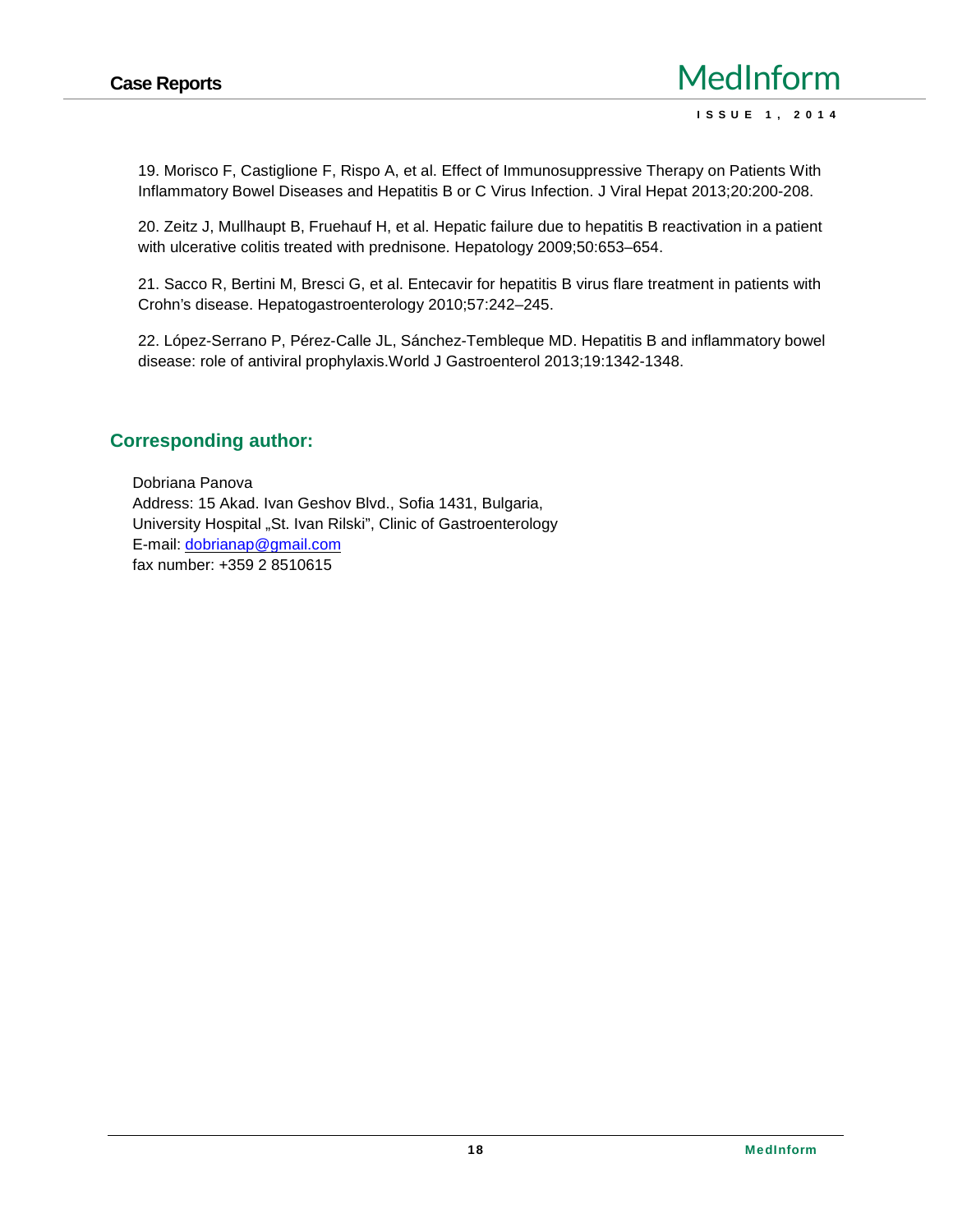19. Morisco F, Castiglione F, Rispo A, et al. Effect of Immunosuppressive Therapy on Patients With Inflammatory Bowel Diseases and Hepatitis B or C Virus Infection. J Viral Hepat 2013;20:200-208.

20. Zeitz J, Mullhaupt B, Fruehauf H, et al. Hepatic failure due to hepatitis B reactivation in a patient with ulcerative colitis treated with prednisone. Hepatology 2009;50:653–654.

21. Sacco R, Bertini M, Bresci G, et al. Entecavir for hepatitis B virus flare treatment in patients with Crohn's disease. Hepatogastroenterology 2010;57:242–245.

22. López-Serrano P, Pérez-Calle JL, Sánchez-Tembleque MD. Hepatitis B and inflammatory bowel disease: role of antiviral prophylaxis.World J Gastroenterol 2013;19:1342-1348.

## Corresponding author:

Dobriana Panova
Address: 15 Akad. Ivan Geshov Blvd., Sofia 1431, Bulgaria,
University Hospital „St. Ivan Rilski", Clinic of Gastroenterology
E-mail: dobrianap@gmail.com
fax number: +359 2 8510615